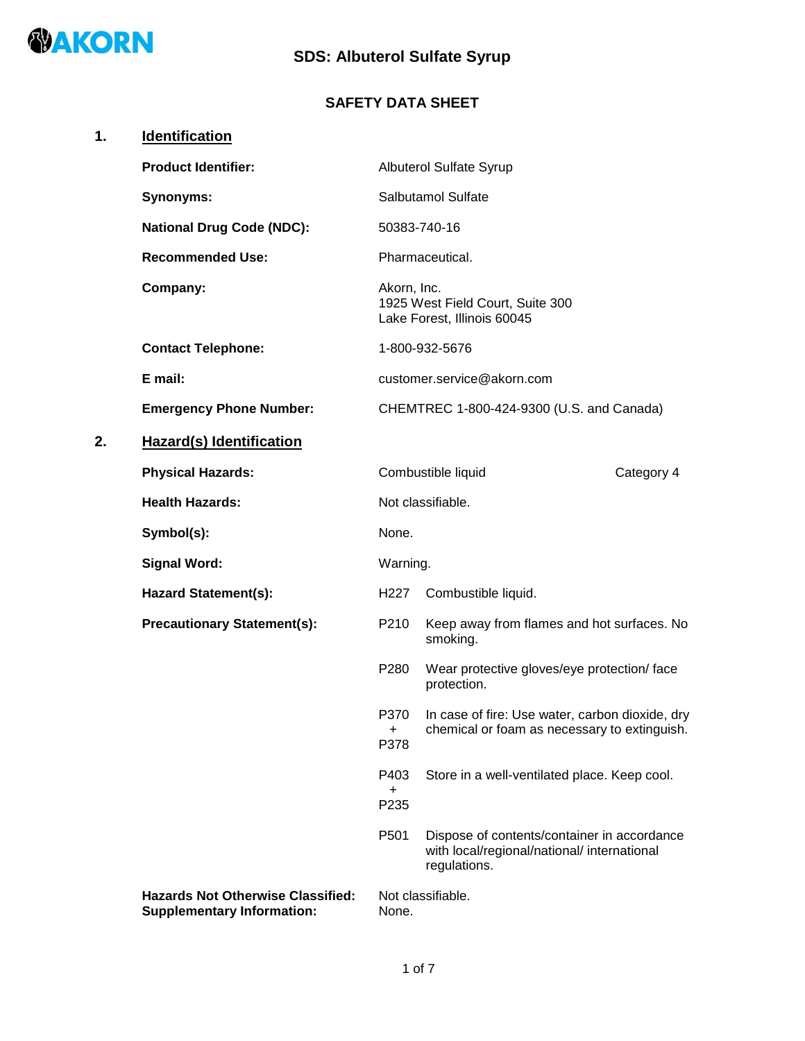# SDS: Albuterol Sulfate Syrup

## SAFETY DATA SHEET

## 1. Identification

**Product Identifier:** Albuterol Sulfate Syrup

**Synonyms:** Salbutamol Sulfate

**National Drug Code (NDC):** 50383-740-16

**Recommended Use:** Pharmaceutical.

**Company:** Akorn, Inc.
1925 West Field Court, Suite 300
Lake Forest, Illinois 60045

**Contact Telephone:** 1-800-932-5676

**E mail:** customer.service@akorn.com

**Emergency Phone Number:** CHEMTREC 1-800-424-9300 (U.S. and Canada)

## 2. Hazard(s) Identification

**Physical Hazards:** Combustible liquid — Category 4

**Health Hazards:** Not classifiable.

**Symbol(s):** None.

**Signal Word:** Warning.

**Hazard Statement(s):**

- H227 Combustible liquid.

**Precautionary Statement(s):**

- P210 Keep away from flames and hot surfaces. No smoking.
- P280 Wear protective gloves/eye protection/ face protection.
- P370 + P378 In case of fire: Use water, carbon dioxide, dry chemical or foam as necessary to extinguish.
- P403 + P235 Store in a well-ventilated place. Keep cool.
- P501 Dispose of contents/container in accordance with local/regional/national/ international regulations.

**Hazards Not Otherwise Classified:** Not classifiable.
**Supplementary Information:** None.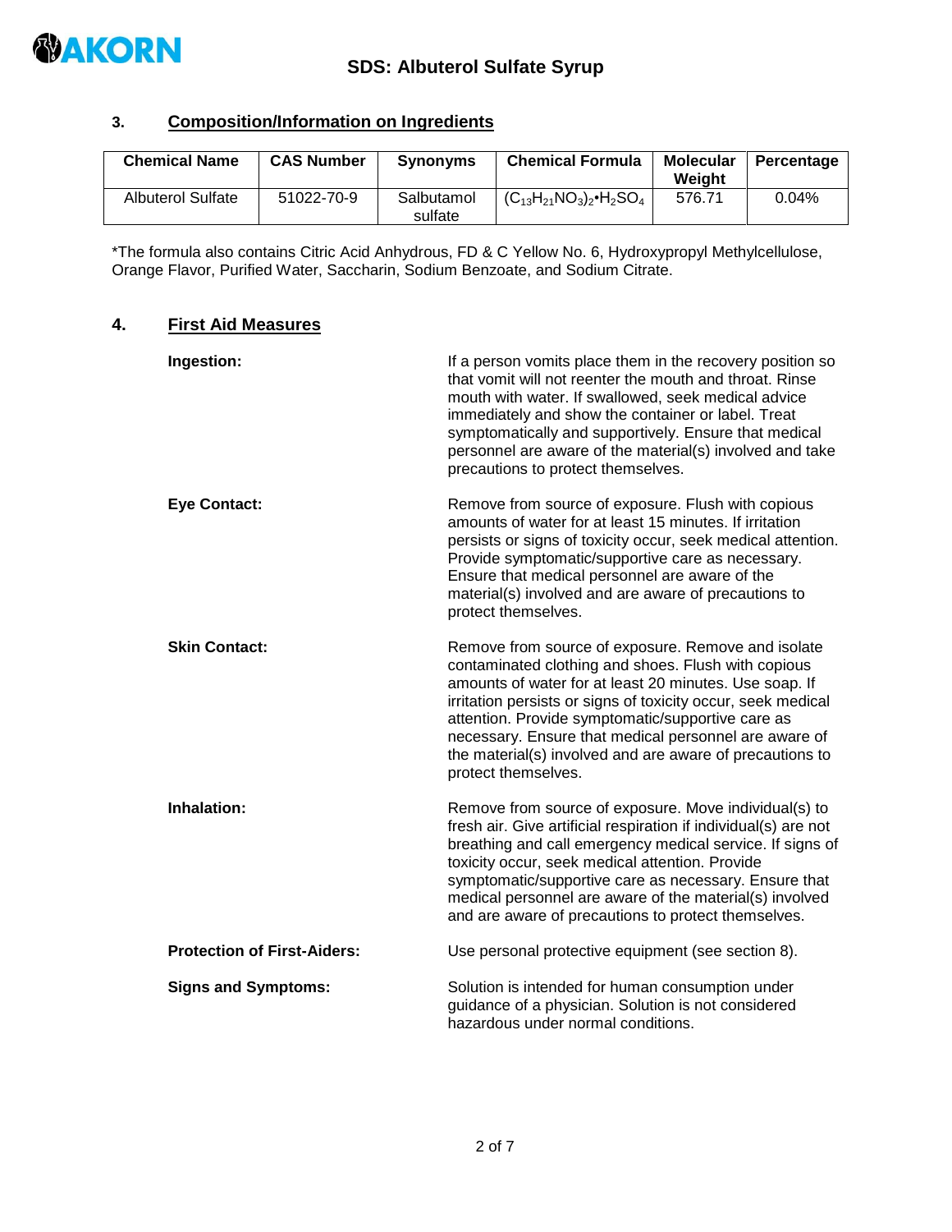## 3. Composition/Information on Ingredients

| Chemical Name | CAS Number | Synonyms | Chemical Formula | Molecular Weight | Percentage |
|---|---|---|---|---|---|
| Albuterol Sulfate | 51022-70-9 | Salbutamol sulfate | $(C_{13}H_{21}NO_3)_2{\bullet}H_2SO_4$ | 576.71 | 0.04% |

*The formula also contains Citric Acid Anhydrous, FD & C Yellow No. 6, Hydroxypropyl Methylcellulose, Orange Flavor, Purified Water, Saccharin, Sodium Benzoate, and Sodium Citrate.

## 4. First Aid Measures

**Ingestion:** If a person vomits place them in the recovery position so that vomit will not reenter the mouth and throat. Rinse mouth with water. If swallowed, seek medical advice immediately and show the container or label. Treat symptomatically and supportively. Ensure that medical personnel are aware of the material(s) involved and take precautions to protect themselves.

**Eye Contact:** Remove from source of exposure. Flush with copious amounts of water for at least 15 minutes. If irritation persists or signs of toxicity occur, seek medical attention. Provide symptomatic/supportive care as necessary. Ensure that medical personnel are aware of the material(s) involved and are aware of precautions to protect themselves.

**Skin Contact:** Remove from source of exposure. Remove and isolate contaminated clothing and shoes. Flush with copious amounts of water for at least 20 minutes. Use soap. If irritation persists or signs of toxicity occur, seek medical attention. Provide symptomatic/supportive care as necessary. Ensure that medical personnel are aware of the material(s) involved and are aware of precautions to protect themselves.

**Inhalation:** Remove from source of exposure. Move individual(s) to fresh air. Give artificial respiration if individual(s) are not breathing and call emergency medical service. If signs of toxicity occur, seek medical attention. Provide symptomatic/supportive care as necessary. Ensure that medical personnel are aware of the material(s) involved and are aware of precautions to protect themselves.

**Protection of First-Aiders:** Use personal protective equipment (see section 8).

**Signs and Symptoms:** Solution is intended for human consumption under guidance of a physician. Solution is not considered hazardous under normal conditions.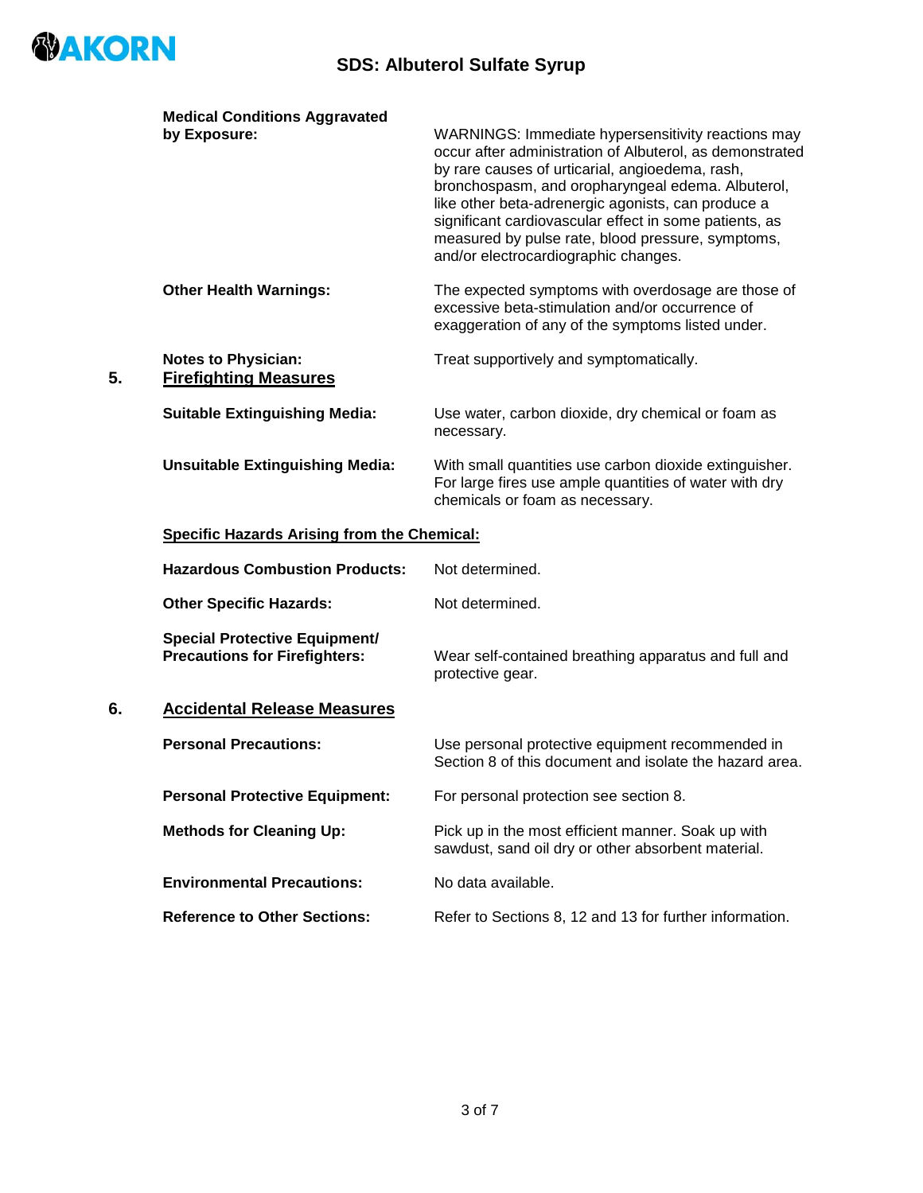**Medical Conditions Aggravated by Exposure:** WARNINGS: Immediate hypersensitivity reactions may occur after administration of Albuterol, as demonstrated by rare causes of urticarial, angioedema, rash, bronchospasm, and oropharyngeal edema. Albuterol, like other beta-adrenergic agonists, can produce a significant cardiovascular effect in some patients, as measured by pulse rate, blood pressure, symptoms, and/or electrocardiographic changes.

**Other Health Warnings:** The expected symptoms with overdosage are those of excessive beta-stimulation and/or occurrence of exaggeration of any of the symptoms listed under.

**Notes to Physician:** Treat supportively and symptomatically.

## 5. Firefighting Measures

**Suitable Extinguishing Media:** Use water, carbon dioxide, dry chemical or foam as necessary.

**Unsuitable Extinguishing Media:** With small quantities use carbon dioxide extinguisher. For large fires use ample quantities of water with dry chemicals or foam as necessary.

### Specific Hazards Arising from the Chemical:

**Hazardous Combustion Products:** Not determined.

**Other Specific Hazards:** Not determined.

**Special Protective Equipment/ Precautions for Firefighters:** Wear self-contained breathing apparatus and full and protective gear.

## 6. Accidental Release Measures

**Personal Precautions:** Use personal protective equipment recommended in Section 8 of this document and isolate the hazard area.

**Personal Protective Equipment:** For personal protection see section 8.

**Methods for Cleaning Up:** Pick up in the most efficient manner. Soak up with sawdust, sand oil dry or other absorbent material.

**Environmental Precautions:** No data available.

**Reference to Other Sections:** Refer to Sections 8, 12 and 13 for further information.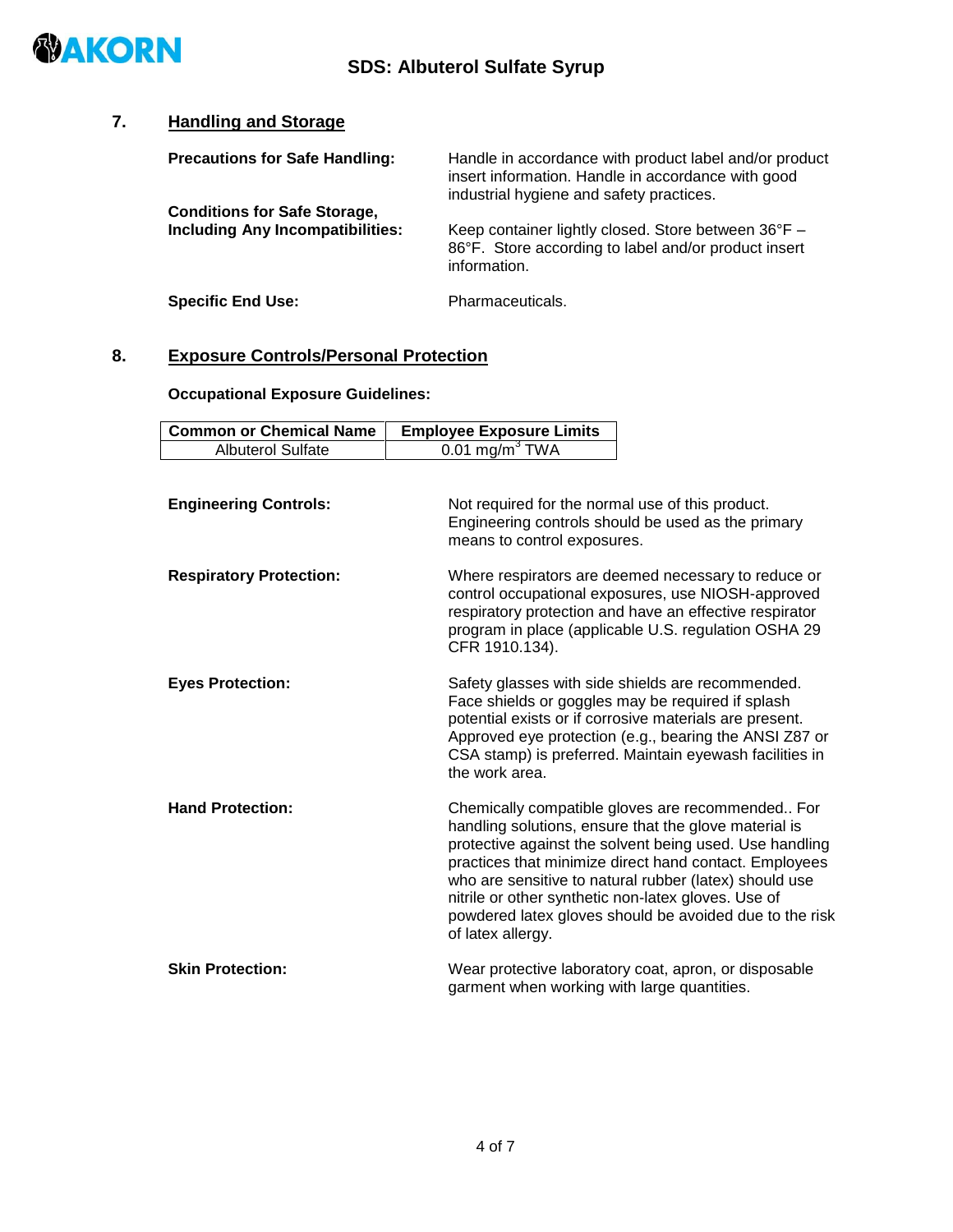## 7. Handling and Storage

**Precautions for Safe Handling:** Handle in accordance with product label and/or product insert information. Handle in accordance with good industrial hygiene and safety practices.

**Conditions for Safe Storage, Including Any Incompatibilities:** Keep container lightly closed. Store between 36°F – 86°F. Store according to label and/or product insert information.

**Specific End Use:** Pharmaceuticals.

## 8. Exposure Controls/Personal Protection

**Occupational Exposure Guidelines:**

| Common or Chemical Name | Employee Exposure Limits |
|---|---|
| Albuterol Sulfate | 0.01 mg/m$^3$ TWA |

**Engineering Controls:** Not required for the normal use of this product. Engineering controls should be used as the primary means to control exposures.

**Respiratory Protection:** Where respirators are deemed necessary to reduce or control occupational exposures, use NIOSH-approved respiratory protection and have an effective respirator program in place (applicable U.S. regulation OSHA 29 CFR 1910.134).

**Eyes Protection:** Safety glasses with side shields are recommended. Face shields or goggles may be required if splash potential exists or if corrosive materials are present. Approved eye protection (e.g., bearing the ANSI Z87 or CSA stamp) is preferred. Maintain eyewash facilities in the work area.

**Hand Protection:** Chemically compatible gloves are recommended.. For handling solutions, ensure that the glove material is protective against the solvent being used. Use handling practices that minimize direct hand contact. Employees who are sensitive to natural rubber (latex) should use nitrile or other synthetic non-latex gloves. Use of powdered latex gloves should be avoided due to the risk of latex allergy.

**Skin Protection:** Wear protective laboratory coat, apron, or disposable garment when working with large quantities.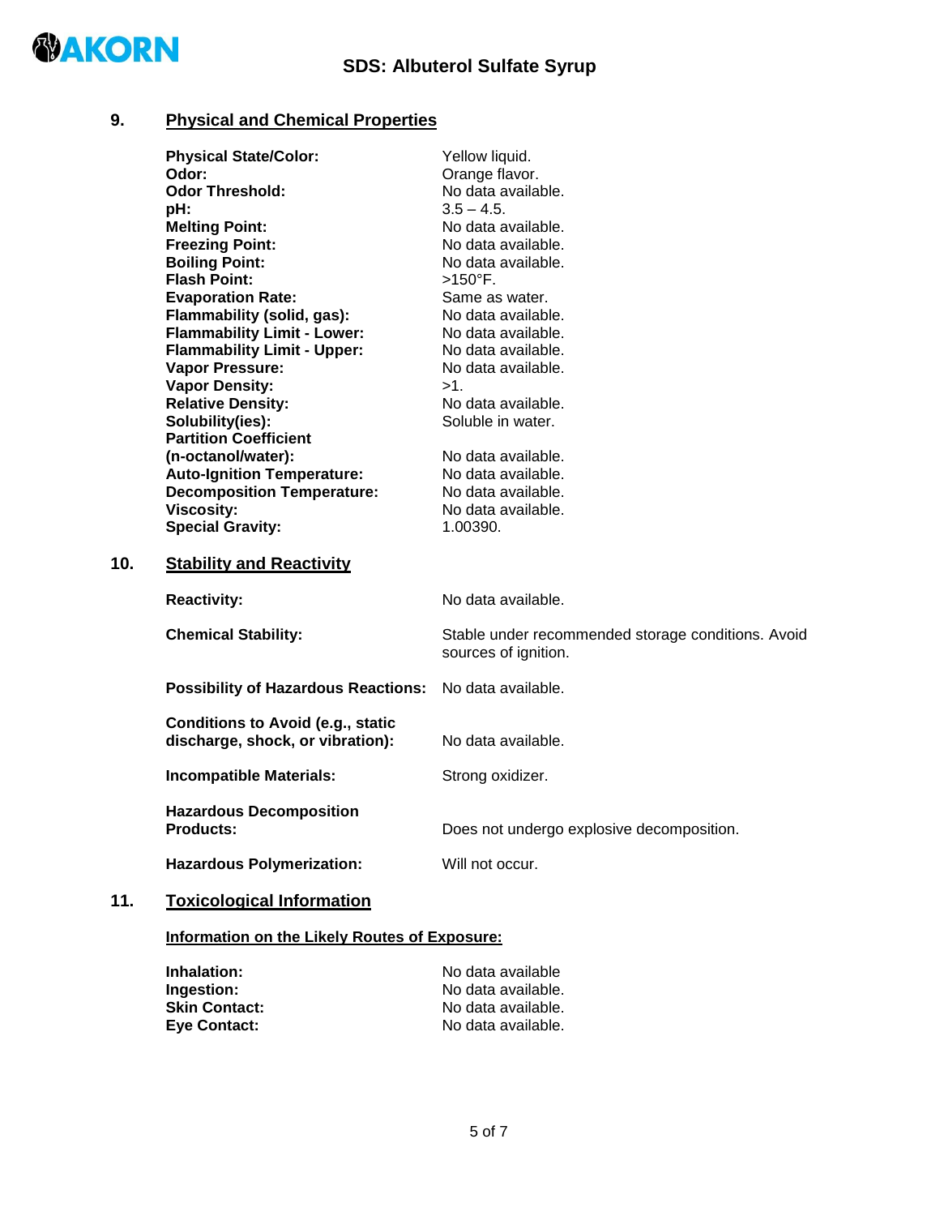## 9. Physical and Chemical Properties

| | |
|---|---|
| **Physical State/Color:** | Yellow liquid. |
| **Odor:** | Orange flavor. |
| **Odor Threshold:** | No data available. |
| **pH:** | 3.5 – 4.5. |
| **Melting Point:** | No data available. |
| **Freezing Point:** | No data available. |
| **Boiling Point:** | No data available. |
| **Flash Point:** | >150°F. |
| **Evaporation Rate:** | Same as water. |
| **Flammability (solid, gas):** | No data available. |
| **Flammability Limit - Lower:** | No data available. |
| **Flammability Limit - Upper:** | No data available. |
| **Vapor Pressure:** | No data available. |
| **Vapor Density:** | >1. |
| **Relative Density:** | No data available. |
| **Solubility(ies):** | Soluble in water. |
| **Partition Coefficient (n-octanol/water):** | No data available. |
| **Auto-Ignition Temperature:** | No data available. |
| **Decomposition Temperature:** | No data available. |
| **Viscosity:** | No data available. |
| **Special Gravity:** | 1.00390. |

## 10. Stability and Reactivity

| | |
|---|---|
| **Reactivity:** | No data available. |
| **Chemical Stability:** | Stable under recommended storage conditions. Avoid sources of ignition. |
| **Possibility of Hazardous Reactions:** | No data available. |
| **Conditions to Avoid (e.g., static discharge, shock, or vibration):** | No data available. |
| **Incompatible Materials:** | Strong oxidizer. |
| **Hazardous Decomposition Products:** | Does not undergo explosive decomposition. |
| **Hazardous Polymerization:** | Will not occur. |

## 11. Toxicological Information

**Information on the Likely Routes of Exposure:**

| | |
|---|---|
| **Inhalation:** | No data available |
| **Ingestion:** | No data available. |
| **Skin Contact:** | No data available. |
| **Eye Contact:** | No data available. |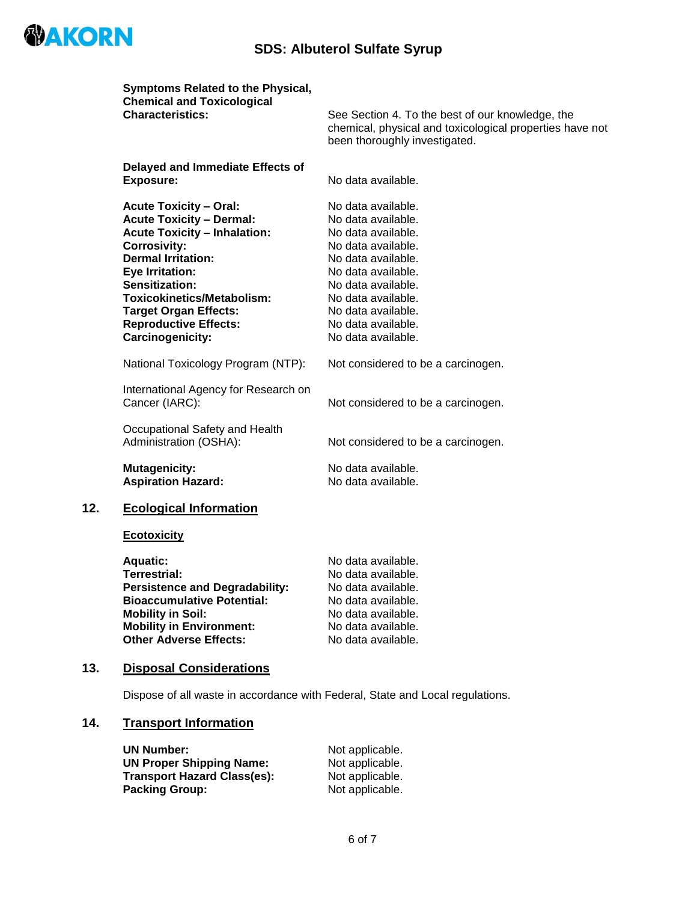**Symptoms Related to the Physical, Chemical and Toxicological Characteristics:** See Section 4. To the best of our knowledge, the chemical, physical and toxicological properties have not been thoroughly investigated.

**Delayed and Immediate Effects of Exposure:** No data available.

| | |
|---|---|
| **Acute Toxicity – Oral:** | No data available. |
| **Acute Toxicity – Dermal:** | No data available. |
| **Acute Toxicity – Inhalation:** | No data available. |
| **Corrosivity:** | No data available. |
| **Dermal Irritation:** | No data available. |
| **Eye Irritation:** | No data available. |
| **Sensitization:** | No data available. |
| **Toxicokinetics/Metabolism:** | No data available. |
| **Target Organ Effects:** | No data available. |
| **Reproductive Effects:** | No data available. |
| **Carcinogenicity:** | No data available. |

| | |
|---|---|
| National Toxicology Program (NTP): | Not considered to be a carcinogen. |
| International Agency for Research on Cancer (IARC): | Not considered to be a carcinogen. |
| Occupational Safety and Health Administration (OSHA): | Not considered to be a carcinogen. |

| | |
|---|---|
| **Mutagenicity:** | No data available. |
| **Aspiration Hazard:** | No data available. |

## 12. Ecological Information

### Ecotoxicity

| | |
|---|---|
| **Aquatic:** | No data available. |
| **Terrestrial:** | No data available. |
| **Persistence and Degradability:** | No data available. |
| **Bioaccumulative Potential:** | No data available. |
| **Mobility in Soil:** | No data available. |
| **Mobility in Environment:** | No data available. |
| **Other Adverse Effects:** | No data available. |

## 13. Disposal Considerations

Dispose of all waste in accordance with Federal, State and Local regulations.

## 14. Transport Information

| | |
|---|---|
| **UN Number:** | Not applicable. |
| **UN Proper Shipping Name:** | Not applicable. |
| **Transport Hazard Class(es):** | Not applicable. |
| **Packing Group:** | Not applicable. |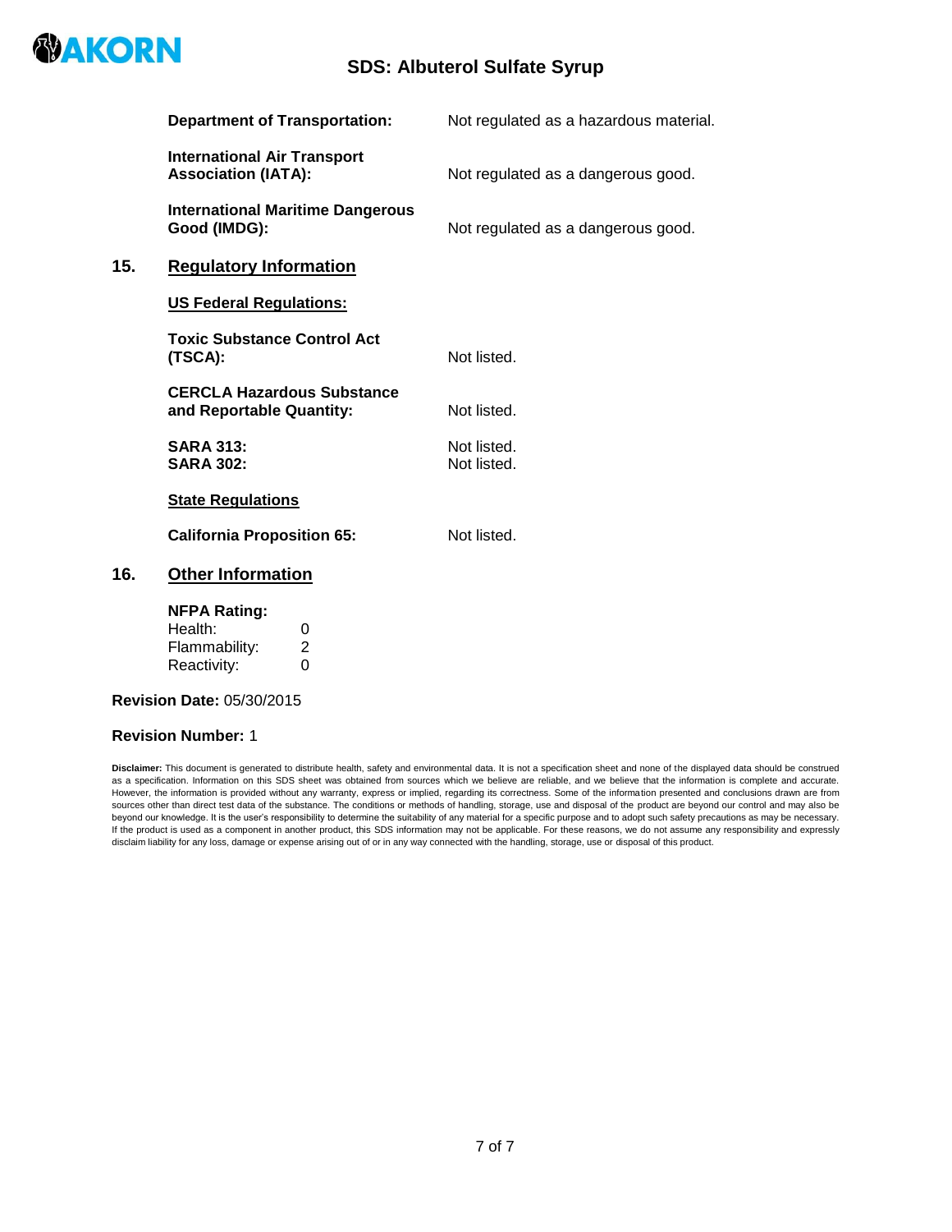**Department of Transportation:** Not regulated as a hazardous material.

**International Air Transport Association (IATA):** Not regulated as a dangerous good.

**International Maritime Dangerous Good (IMDG):** Not regulated as a dangerous good.

## 15. Regulatory Information

### US Federal Regulations:

**Toxic Substance Control Act (TSCA):** Not listed.

**CERCLA Hazardous Substance and Reportable Quantity:** Not listed.

**SARA 313:** Not listed.
**SARA 302:** Not listed.

### State Regulations

**California Proposition 65:** Not listed.

## 16. Other Information

**NFPA Rating:**

| | |
|---|---|
| Health: | 0 |
| Flammability: | 2 |
| Reactivity: | 0 |

**Revision Date:** 05/30/2015

**Revision Number:** 1

**Disclaimer:** This document is generated to distribute health, safety and environmental data. It is not a specification sheet and none of the displayed data should be construed as a specification. Information on this SDS sheet was obtained from sources which we believe are reliable, and we believe that the information is complete and accurate. However, the information is provided without any warranty, express or implied, regarding its correctness. Some of the information presented and conclusions drawn are from sources other than direct test data of the substance. The conditions or methods of handling, storage, use and disposal of the product are beyond our control and may also be beyond our knowledge. It is the user's responsibility to determine the suitability of any material for a specific purpose and to adopt such safety precautions as may be necessary. If the product is used as a component in another product, this SDS information may not be applicable. For these reasons, we do not assume any responsibility and expressly disclaim liability for any loss, damage or expense arising out of or in any way connected with the handling, storage, use or disposal of this product.